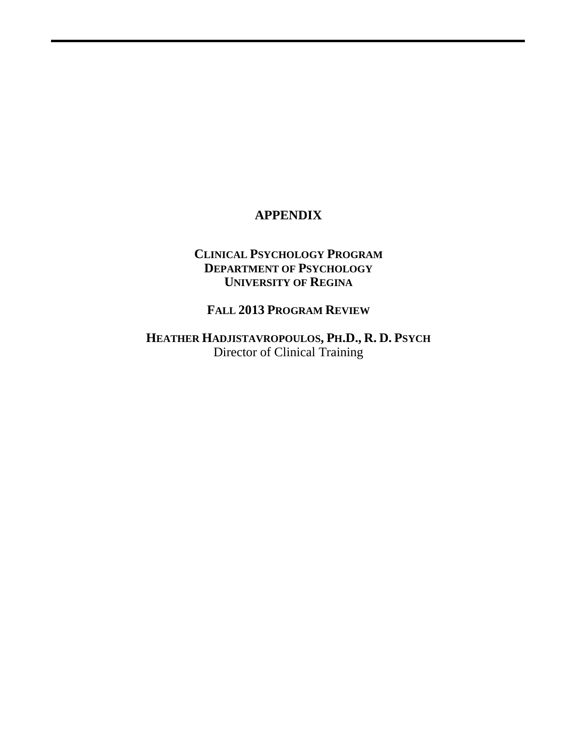# APPENDIX

**CLINICAL PSYCHOLOGY PROGRAM**
**DEPARTMENT OF PSYCHOLOGY**
**UNIVERSITY OF REGINA**

**FALL 2013 PROGRAM REVIEW**

**HEATHER HADJISTAVROPOULOS, PH.D., R. D. PSYCH**
Director of Clinical Training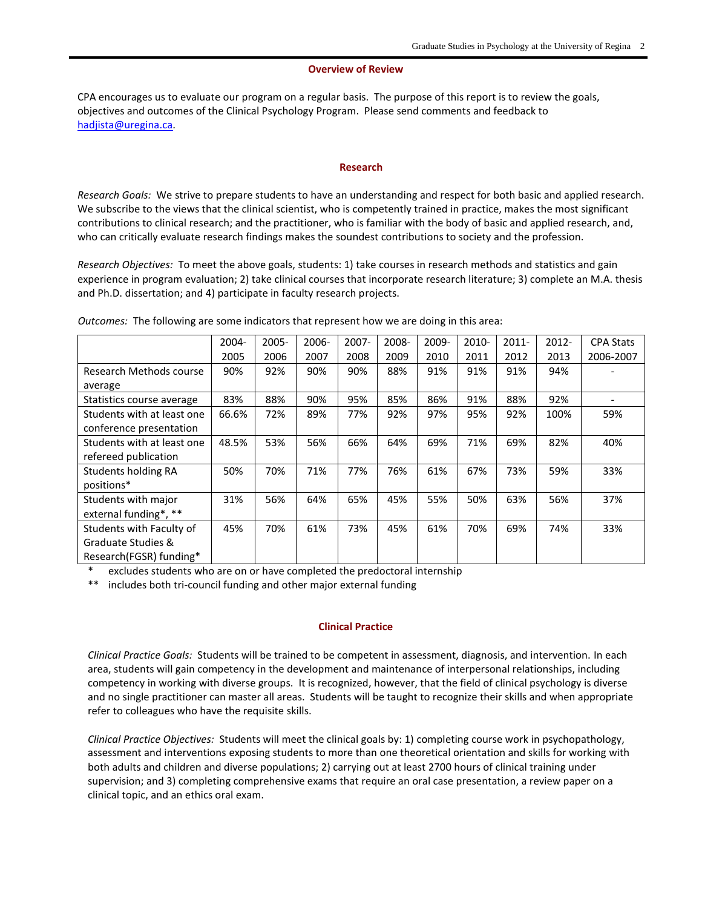## Overview of Review

CPA encourages us to evaluate our program on a regular basis. The purpose of this report is to review the goals, objectives and outcomes of the Clinical Psychology Program. Please send comments and feedback to hadjista@uregina.ca.

## Research

*Research Goals:* We strive to prepare students to have an understanding and respect for both basic and applied research. We subscribe to the views that the clinical scientist, who is competently trained in practice, makes the most significant contributions to clinical research; and the practitioner, who is familiar with the body of basic and applied research, and, who can critically evaluate research findings makes the soundest contributions to society and the profession.

*Research Objectives:* To meet the above goals, students: 1) take courses in research methods and statistics and gain experience in program evaluation; 2) take clinical courses that incorporate research literature; 3) complete an M.A. thesis and Ph.D. dissertation; and 4) participate in faculty research projects.

*Outcomes:* The following are some indicators that represent how we are doing in this area:

| | 2004-2005 | 2005-2006 | 2006-2007 | 2007-2008 | 2008-2009 | 2009-2010 | 2010-2011 | 2011-2012 | 2012-2013 | CPA Stats 2006-2007 |
|---|---|---|---|---|---|---|---|---|---|---|
| Research Methods course average | 90% | 92% | 90% | 90% | 88% | 91% | 91% | 91% | 94% | - |
| Statistics course average | 83% | 88% | 90% | 95% | 85% | 86% | 91% | 88% | 92% | - |
| Students with at least one conference presentation | 66.6% | 72% | 89% | 77% | 92% | 97% | 95% | 92% | 100% | 59% |
| Students with at least one refereed publication | 48.5% | 53% | 56% | 66% | 64% | 69% | 71% | 69% | 82% | 40% |
| Students holding RA positions* | 50% | 70% | 71% | 77% | 76% | 61% | 67% | 73% | 59% | 33% |
| Students with major external funding*, ** | 31% | 56% | 64% | 65% | 45% | 55% | 50% | 63% | 56% | 37% |
| Students with Faculty of Graduate Studies & Research(FGSR) funding* | 45% | 70% | 61% | 73% | 45% | 61% | 70% | 69% | 74% | 33% |

\* excludes students who are on or have completed the predoctoral internship

\*\* includes both tri-council funding and other major external funding

## Clinical Practice

*Clinical Practice Goals:* Students will be trained to be competent in assessment, diagnosis, and intervention. In each area, students will gain competency in the development and maintenance of interpersonal relationships, including competency in working with diverse groups. It is recognized, however, that the field of clinical psychology is diverse and no single practitioner can master all areas. Students will be taught to recognize their skills and when appropriate refer to colleagues who have the requisite skills.

*Clinical Practice Objectives:* Students will meet the clinical goals by: 1) completing course work in psychopathology, assessment and interventions exposing students to more than one theoretical orientation and skills for working with both adults and children and diverse populations; 2) carrying out at least 2700 hours of clinical training under supervision; and 3) completing comprehensive exams that require an oral case presentation, a review paper on a clinical topic, and an ethics oral exam.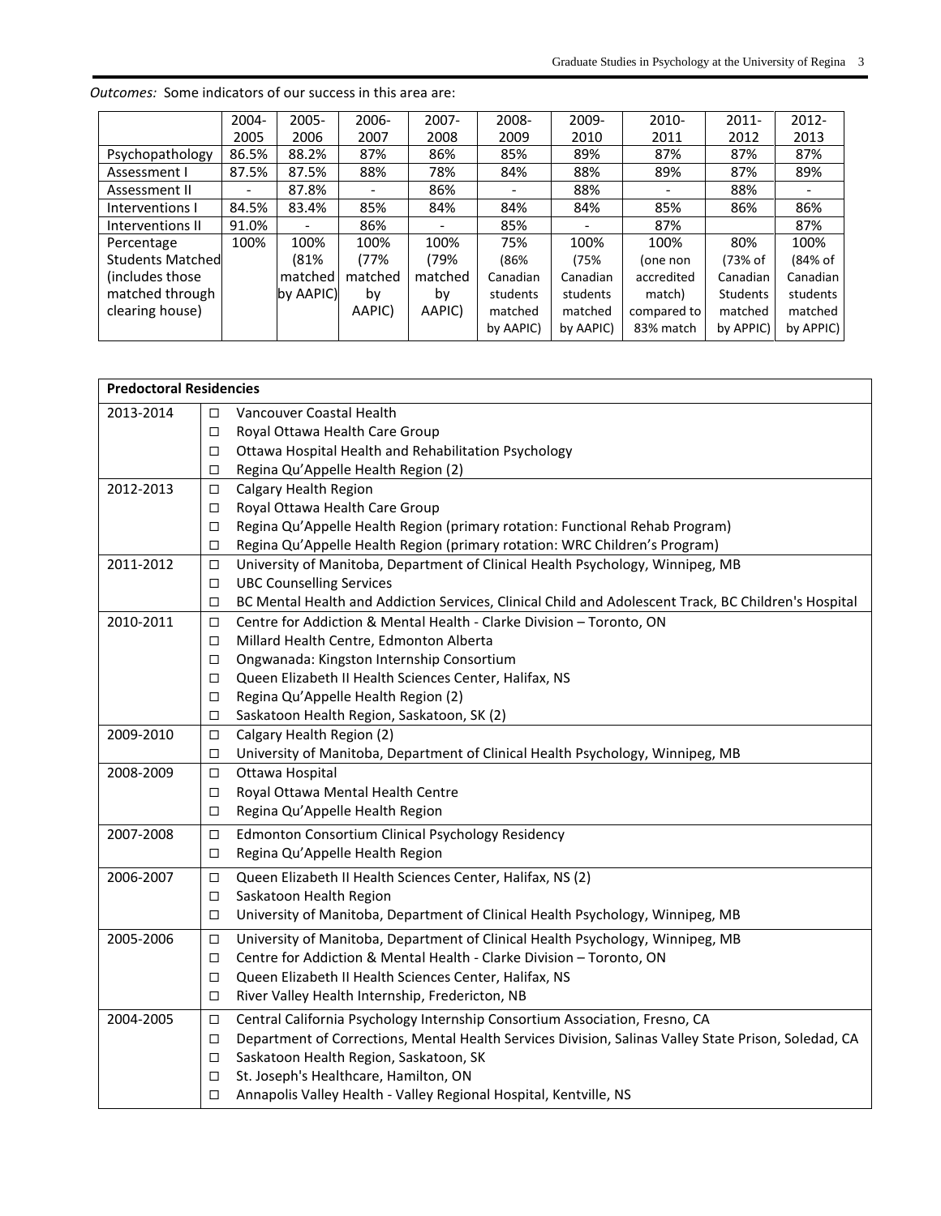*Outcomes:* Some indicators of our success in this area are:

| | 2004-2005 | 2005-2006 | 2006-2007 | 2007-2008 | 2008-2009 | 2009-2010 | 2010-2011 | 2011-2012 | 2012-2013 |
|---|---|---|---|---|---|---|---|---|---|
| Psychopathology | 86.5% | 88.2% | 87% | 86% | 85% | 89% | 87% | 87% | 87% |
| Assessment I | 87.5% | 87.5% | 88% | 78% | 84% | 88% | 89% | 87% | 89% |
| Assessment II | - | 87.8% | - | 86% | - | 88% | - | 88% | - |
| Interventions I | 84.5% | 83.4% | 85% | 84% | 84% | 84% | 85% | 86% | 86% |
| Interventions II | 91.0% | - | 86% | - | 85% | - | 87% | | 87% |
| Percentage Students Matched (includes those matched through clearing house) | 100% | 100% (81% matched by AAPIC) | 100% (77% matched by AAPIC) | 100% (79% matched by AAPIC) | 75% (86% Canadian students matched by AAPIC) | 100% (75% Canadian students matched by AAPIC) | 100% (one non accredited match) compared to 83% match | 80% (73% of Canadian Students matched by APPIC) | 100% (84% of Canadian students matched by APPIC) |

| **Predoctoral Residencies** | |
|---|---|
| 2013-2014 | □ Vancouver Coastal Health<br>□ Royal Ottawa Health Care Group<br>□ Ottawa Hospital Health and Rehabilitation Psychology<br>□ Regina Qu'Appelle Health Region (2) |
| 2012-2013 | □ Calgary Health Region<br>□ Royal Ottawa Health Care Group<br>□ Regina Qu'Appelle Health Region (primary rotation: Functional Rehab Program)<br>□ Regina Qu'Appelle Health Region (primary rotation: WRC Children's Program) |
| 2011-2012 | □ University of Manitoba, Department of Clinical Health Psychology, Winnipeg, MB<br>□ UBC Counselling Services<br>□ BC Mental Health and Addiction Services, Clinical Child and Adolescent Track, BC Children's Hospital |
| 2010-2011 | □ Centre for Addiction & Mental Health - Clarke Division – Toronto, ON<br>□ Millard Health Centre, Edmonton Alberta<br>□ Ongwanada: Kingston Internship Consortium<br>□ Queen Elizabeth II Health Sciences Center, Halifax, NS<br>□ Regina Qu'Appelle Health Region (2)<br>□ Saskatoon Health Region, Saskatoon, SK (2) |
| 2009-2010 | □ Calgary Health Region (2)<br>□ University of Manitoba, Department of Clinical Health Psychology, Winnipeg, MB |
| 2008-2009 | □ Ottawa Hospital<br>□ Royal Ottawa Mental Health Centre<br>□ Regina Qu'Appelle Health Region |
| 2007-2008 | □ Edmonton Consortium Clinical Psychology Residency<br>□ Regina Qu'Appelle Health Region |
| 2006-2007 | □ Queen Elizabeth II Health Sciences Center, Halifax, NS (2)<br>□ Saskatoon Health Region<br>□ University of Manitoba, Department of Clinical Health Psychology, Winnipeg, MB |
| 2005-2006 | □ University of Manitoba, Department of Clinical Health Psychology, Winnipeg, MB<br>□ Centre for Addiction & Mental Health - Clarke Division – Toronto, ON<br>□ Queen Elizabeth II Health Sciences Center, Halifax, NS<br>□ River Valley Health Internship, Fredericton, NB |
| 2004-2005 | □ Central California Psychology Internship Consortium Association, Fresno, CA<br>□ Department of Corrections, Mental Health Services Division, Salinas Valley State Prison, Soledad, CA<br>□ Saskatoon Health Region, Saskatoon, SK<br>□ St. Joseph's Healthcare, Hamilton, ON<br>□ Annapolis Valley Health - Valley Regional Hospital, Kentville, NS |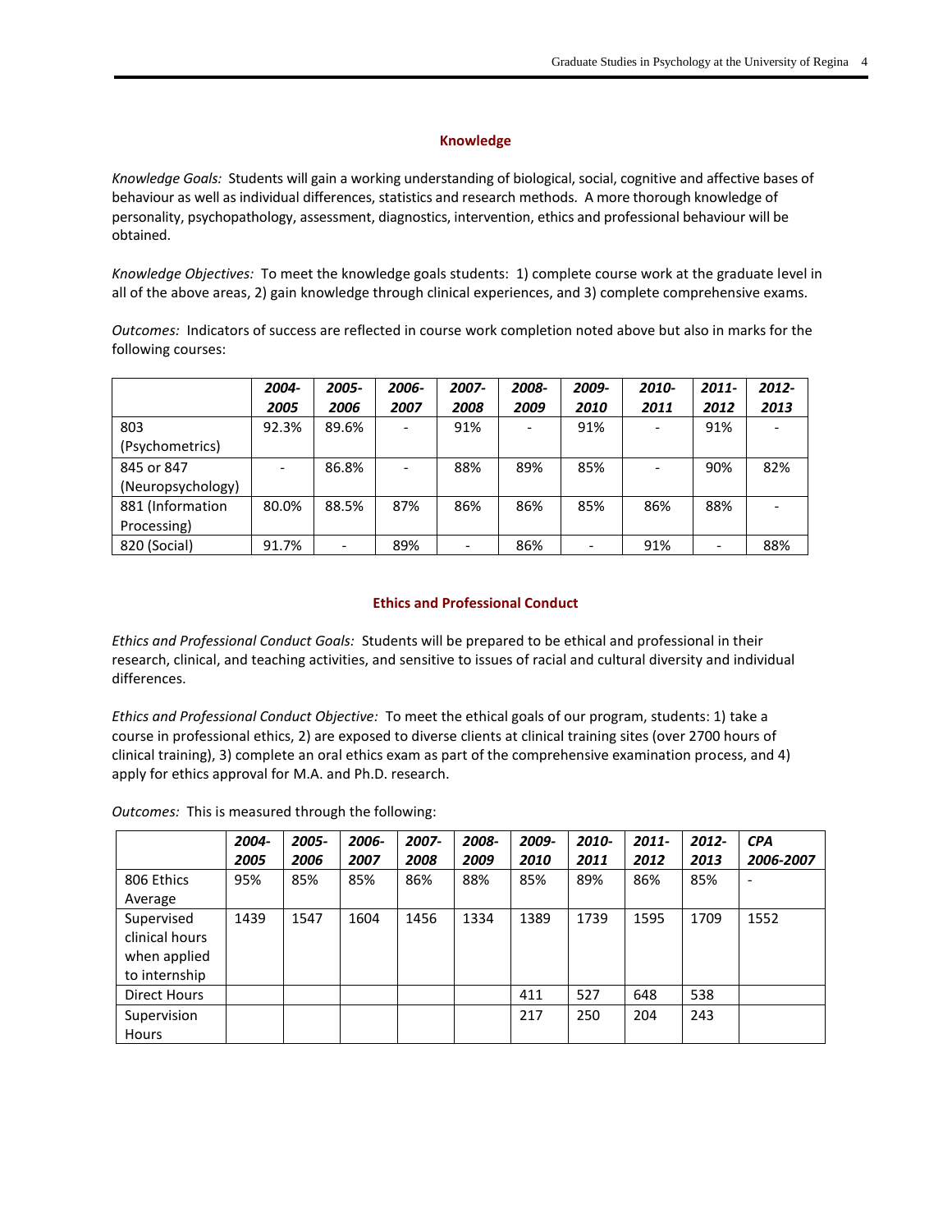## Knowledge

*Knowledge Goals:* Students will gain a working understanding of biological, social, cognitive and affective bases of behaviour as well as individual differences, statistics and research methods. A more thorough knowledge of personality, psychopathology, assessment, diagnostics, intervention, ethics and professional behaviour will be obtained.

*Knowledge Objectives:* To meet the knowledge goals students: 1) complete course work at the graduate level in all of the above areas, 2) gain knowledge through clinical experiences, and 3) complete comprehensive exams.

*Outcomes:* Indicators of success are reflected in course work completion noted above but also in marks for the following courses:

| | ***2004-2005*** | ***2005-2006*** | ***2006-2007*** | ***2007-2008*** | ***2008-2009*** | ***2009-2010*** | ***2010-2011*** | ***2011-2012*** | ***2012-2013*** |
|---|---|---|---|---|---|---|---|---|---|
| 803 (Psychometrics) | 92.3% | 89.6% | - | 91% | - | 91% | - | 91% | - |
| 845 or 847 (Neuropsychology) | - | 86.8% | - | 88% | 89% | 85% | - | 90% | 82% |
| 881 (Information Processing) | 80.0% | 88.5% | 87% | 86% | 86% | 85% | 86% | 88% | - |
| 820 (Social) | 91.7% | - | 89% | - | 86% | - | 91% | - | 88% |

## Ethics and Professional Conduct

*Ethics and Professional Conduct Goals:* Students will be prepared to be ethical and professional in their research, clinical, and teaching activities, and sensitive to issues of racial and cultural diversity and individual differences.

*Ethics and Professional Conduct Objective:* To meet the ethical goals of our program, students: 1) take a course in professional ethics, 2) are exposed to diverse clients at clinical training sites (over 2700 hours of clinical training), 3) complete an oral ethics exam as part of the comprehensive examination process, and 4) apply for ethics approval for M.A. and Ph.D. research.

*Outcomes:* This is measured through the following:

| | ***2004-2005*** | ***2005-2006*** | ***2006-2007*** | ***2007-2008*** | ***2008-2009*** | ***2009-2010*** | ***2010-2011*** | ***2011-2012*** | ***2012-2013*** | ***CPA 2006-2007*** |
|---|---|---|---|---|---|---|---|---|---|---|
| 806 Ethics Average | 95% | 85% | 85% | 86% | 88% | 85% | 89% | 86% | 85% | - |
| Supervised clinical hours when applied to internship | 1439 | 1547 | 1604 | 1456 | 1334 | 1389 | 1739 | 1595 | 1709 | 1552 |
| Direct Hours | | | | | | 411 | 527 | 648 | 538 | |
| Supervision Hours | | | | | | 217 | 250 | 204 | 243 | |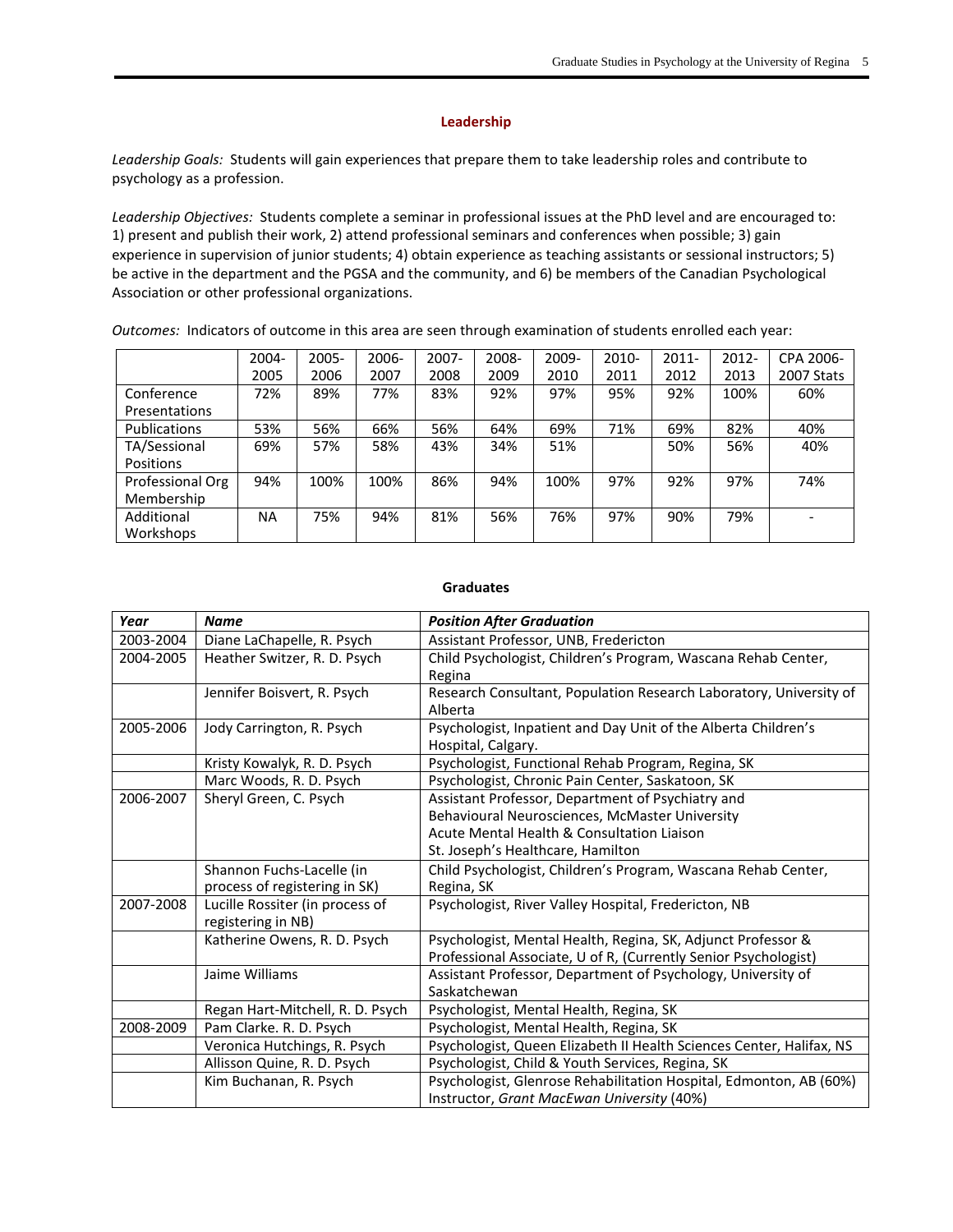## Leadership

*Leadership Goals:* Students will gain experiences that prepare them to take leadership roles and contribute to psychology as a profession.

*Leadership Objectives:* Students complete a seminar in professional issues at the PhD level and are encouraged to: 1) present and publish their work, 2) attend professional seminars and conferences when possible; 3) gain experience in supervision of junior students; 4) obtain experience as teaching assistants or sessional instructors; 5) be active in the department and the PGSA and the community, and 6) be members of the Canadian Psychological Association or other professional organizations.

*Outcomes:* Indicators of outcome in this area are seen through examination of students enrolled each year:

| | 2004-2005 | 2005-2006 | 2006-2007 | 2007-2008 | 2008-2009 | 2009-2010 | 2010-2011 | 2011-2012 | 2012-2013 | CPA 2006-2007 Stats |
|---|---|---|---|---|---|---|---|---|---|---|
| Conference Presentations | 72% | 89% | 77% | 83% | 92% | 97% | 95% | 92% | 100% | 60% |
| Publications | 53% | 56% | 66% | 56% | 64% | 69% | 71% | 69% | 82% | 40% |
| TA/Sessional Positions | 69% | 57% | 58% | 43% | 34% | 51% | | 50% | 56% | 40% |
| Professional Org Membership | 94% | 100% | 100% | 86% | 94% | 100% | 97% | 92% | 97% | 74% |
| Additional Workshops | NA | 75% | 94% | 81% | 56% | 76% | 97% | 90% | 79% | - |

## Graduates

| ***Year*** | ***Name*** | ***Position After Graduation*** |
|---|---|---|
| 2003-2004 | Diane LaChapelle, R. Psych | Assistant Professor, UNB, Fredericton |
| 2004-2005 | Heather Switzer, R. D. Psych | Child Psychologist, Children's Program, Wascana Rehab Center, Regina |
| | Jennifer Boisvert, R. Psych | Research Consultant, Population Research Laboratory, University of Alberta |
| 2005-2006 | Jody Carrington, R. Psych | Psychologist, Inpatient and Day Unit of the Alberta Children's Hospital, Calgary. |
| | Kristy Kowalyk, R. D. Psych | Psychologist, Functional Rehab Program, Regina, SK |
| | Marc Woods, R. D. Psych | Psychologist, Chronic Pain Center, Saskatoon, SK |
| 2006-2007 | Sheryl Green, C. Psych | Assistant Professor, Department of Psychiatry and Behavioural Neurosciences, McMaster University Acute Mental Health & Consultation Liaison St. Joseph's Healthcare, Hamilton |
| | Shannon Fuchs-Lacelle (in process of registering in SK) | Child Psychologist, Children's Program, Wascana Rehab Center, Regina, SK |
| 2007-2008 | Lucille Rossiter (in process of registering in NB) | Psychologist, River Valley Hospital, Fredericton, NB |
| | Katherine Owens, R. D. Psych | Psychologist, Mental Health, Regina, SK, Adjunct Professor & Professional Associate, U of R, (Currently Senior Psychologist) |
| | Jaime Williams | Assistant Professor, Department of Psychology, University of Saskatchewan |
| | Regan Hart-Mitchell, R. D. Psych | Psychologist, Mental Health, Regina, SK |
| 2008-2009 | Pam Clarke. R. D. Psych | Psychologist, Mental Health, Regina, SK |
| | Veronica Hutchings, R. Psych | Psychologist, Queen Elizabeth II Health Sciences Center, Halifax, NS |
| | Allisson Quine, R. D. Psych | Psychologist, Child & Youth Services, Regina, SK |
| | Kim Buchanan, R. Psych | Psychologist, Glenrose Rehabilitation Hospital, Edmonton, AB (60%) Instructor, *Grant MacEwan University* (40%) |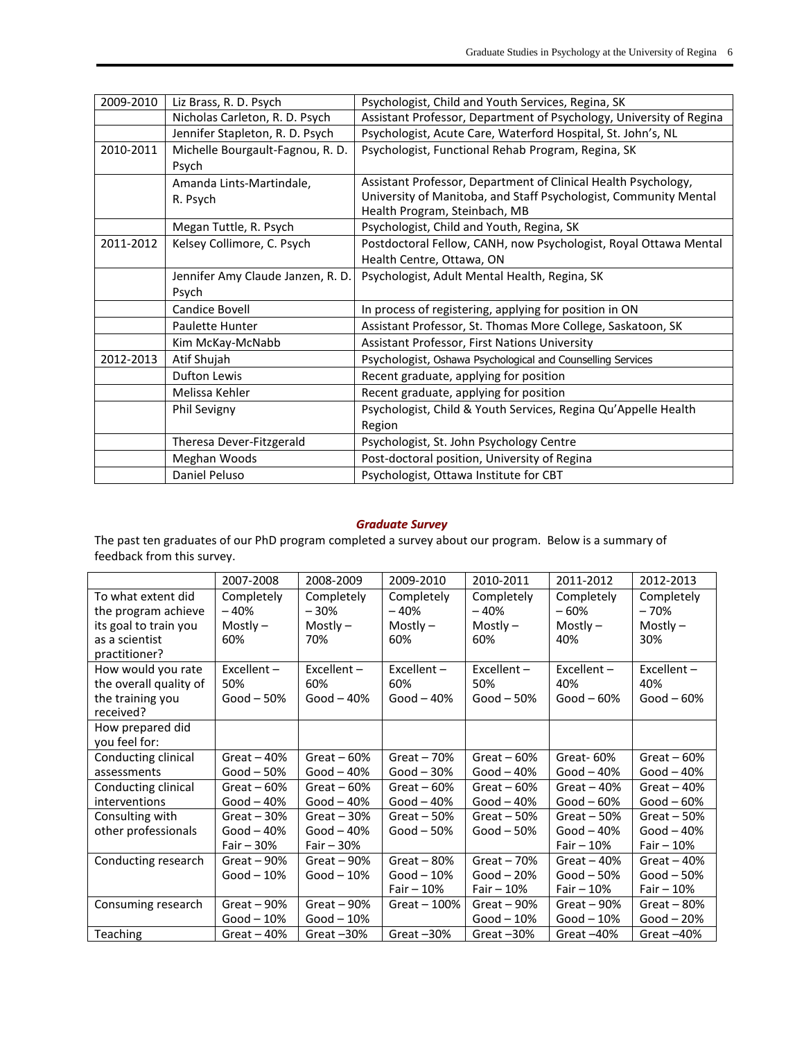| | | |
|---|---|---|
| 2009-2010 | Liz Brass, R. D. Psych | Psychologist, Child and Youth Services, Regina, SK |
| | Nicholas Carleton, R. D. Psych | Assistant Professor, Department of Psychology, University of Regina |
| | Jennifer Stapleton, R. D. Psych | Psychologist, Acute Care, Waterford Hospital, St. John's, NL |
| 2010-2011 | Michelle Bourgault-Fagnou, R. D. Psych | Psychologist, Functional Rehab Program, Regina, SK |
| | Amanda Lints-Martindale, R. Psych | Assistant Professor, Department of Clinical Health Psychology, University of Manitoba, and Staff Psychologist, Community Mental Health Program, Steinbach, MB |
| | Megan Tuttle, R. Psych | Psychologist, Child and Youth, Regina, SK |
| 2011-2012 | Kelsey Collimore, C. Psych | Postdoctoral Fellow, CANH, now Psychologist, Royal Ottawa Mental Health Centre, Ottawa, ON |
| | Jennifer Amy Claude Janzen, R. D. Psych | Psychologist, Adult Mental Health, Regina, SK |
| | Candice Bovell | In process of registering, applying for position in ON |
| | Paulette Hunter | Assistant Professor, St. Thomas More College, Saskatoon, SK |
| | Kim McKay-McNabb | Assistant Professor, First Nations University |
| 2012-2013 | Atif Shujah | Psychologist, Oshawa Psychological and Counselling Services |
| | Dufton Lewis | Recent graduate, applying for position |
| | Melissa Kehler | Recent graduate, applying for position |
| | Phil Sevigny | Psychologist, Child & Youth Services, Regina Qu'Appelle Health Region |
| | Theresa Dever-Fitzgerald | Psychologist, St. John Psychology Centre |
| | Meghan Woods | Post-doctoral position, University of Regina |
| | Daniel Peluso | Psychologist, Ottawa Institute for CBT |

### *Graduate Survey*

The past ten graduates of our PhD program completed a survey about our program. Below is a summary of feedback from this survey.

| | 2007-2008 | 2008-2009 | 2009-2010 | 2010-2011 | 2011-2012 | 2012-2013 |
|---|---|---|---|---|---|---|
| To what extent did the program achieve its goal to train you as a scientist practitioner? | Completely – 40% Mostly – 60% | Completely – 30% Mostly – 70% | Completely – 40% Mostly – 60% | Completely – 40% Mostly – 60% | Completely – 60% Mostly – 40% | Completely – 70% Mostly – 30% |
| How would you rate the overall quality of the training you received? | Excellent – 50% Good – 50% | Excellent – 60% Good – 40% | Excellent – 60% Good – 40% | Excellent – 50% Good – 50% | Excellent – 40% Good – 60% | Excellent – 40% Good – 60% |
| How prepared did you feel for: | | | | | | |
| Conducting clinical assessments | Great – 40% Good – 50% | Great – 60% Good – 40% | Great – 70% Good – 30% | Great – 60% Good – 40% | Great- 60% Good – 40% | Great – 60% Good – 40% |
| Conducting clinical interventions | Great – 60% Good – 40% | Great – 60% Good – 40% | Great – 60% Good – 40% | Great – 60% Good – 40% | Great – 40% Good – 60% | Great – 40% Good – 60% |
| Consulting with other professionals | Great – 30% Good – 40% Fair – 30% | Great – 30% Good – 40% Fair – 30% | Great – 50% Good – 50% | Great – 50% Good – 50% | Great – 50% Good – 40% Fair – 10% | Great – 50% Good – 40% Fair – 10% |
| Conducting research | Great – 90% Good – 10% | Great – 90% Good – 10% | Great – 80% Good – 10% Fair – 10% | Great – 70% Good – 20% Fair – 10% | Great – 40% Good – 50% Fair – 10% | Great – 40% Good – 50% Fair – 10% |
| Consuming research | Great – 90% Good – 10% | Great – 90% Good – 10% | Great – 100% | Great – 90% Good – 10% | Great – 90% Good – 10% | Great – 80% Good – 20% |
| Teaching | Great – 40% | Great –30% | Great –30% | Great –30% | Great –40% | Great –40% |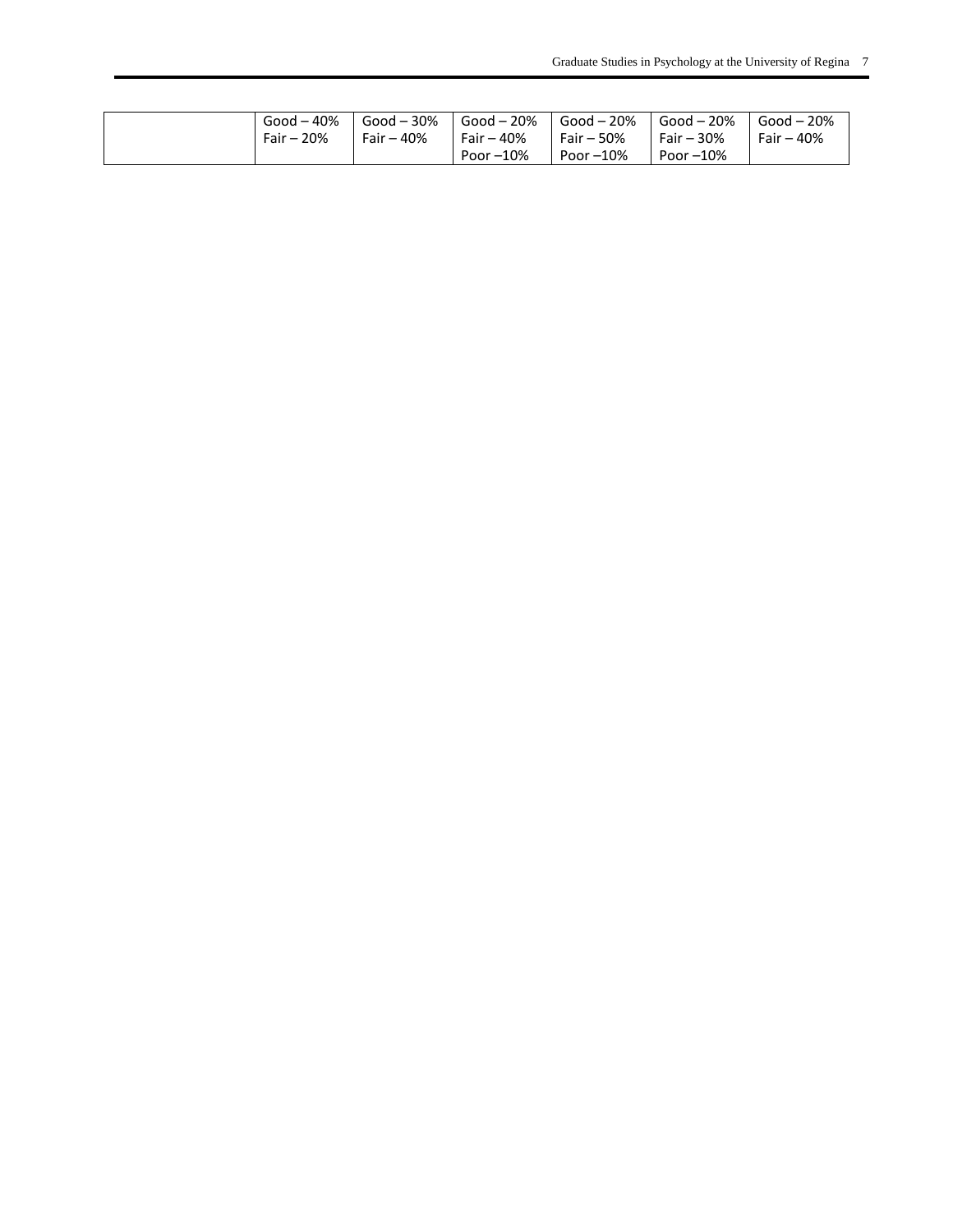|  | Good – 40%<br>Fair – 20% | Good – 30%<br>Fair – 40% | Good – 20%<br>Fair – 40%<br>Poor –10% | Good – 20%<br>Fair – 50%<br>Poor –10% | Good – 20%<br>Fair – 30%<br>Poor –10% | Good – 20%<br>Fair – 40% |
|---|---|---|---|---|---|---|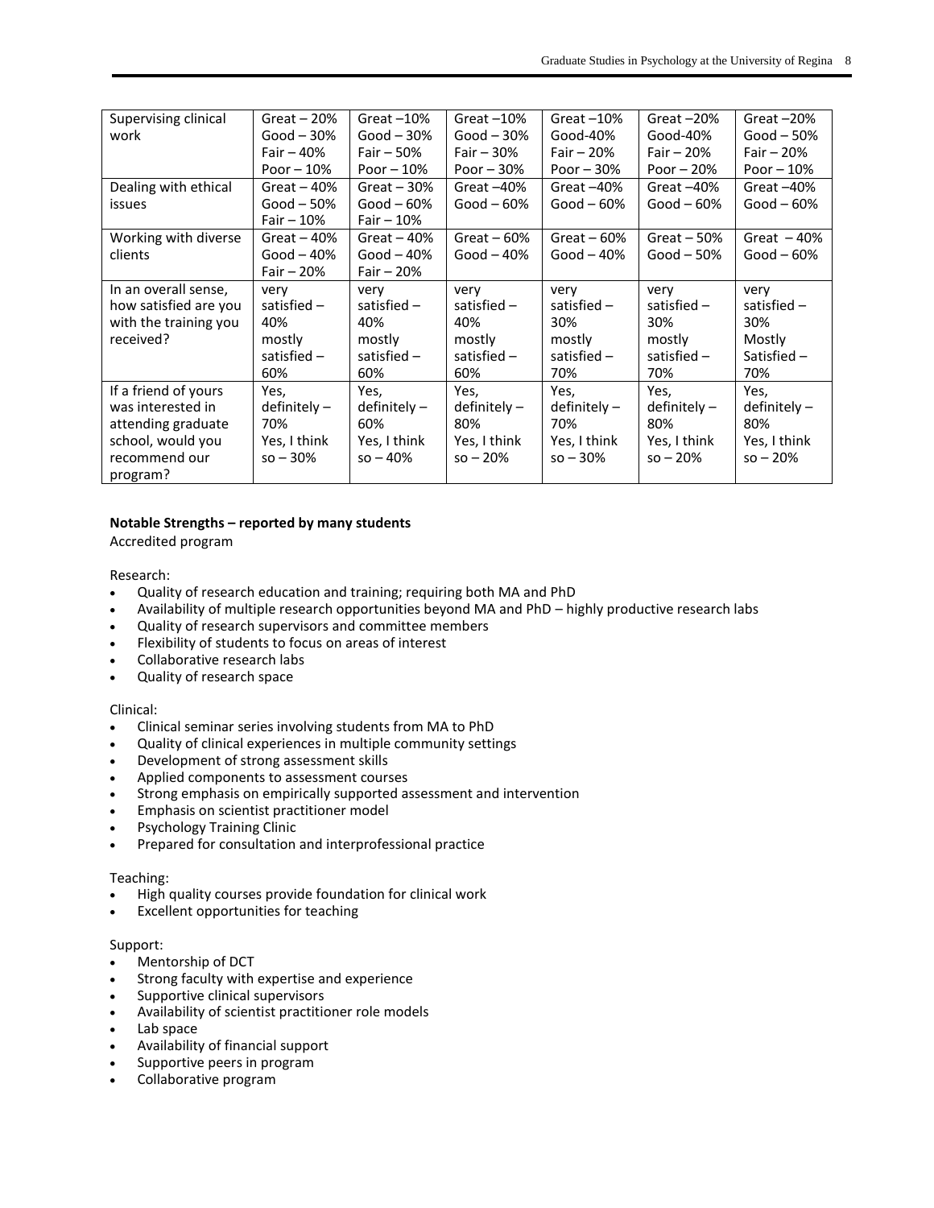| Supervising clinical work | Great – 20%<br>Good – 30%<br>Fair – 40%<br>Poor – 10% | Great –10%<br>Good – 30%<br>Fair – 50%<br>Poor – 10% | Great –10%<br>Good – 30%<br>Fair – 30%<br>Poor – 30% | Great –10%<br>Good-40%<br>Fair – 20%<br>Poor – 30% | Great –20%<br>Good-40%<br>Fair – 20%<br>Poor – 20% | Great –20%<br>Good – 50%<br>Fair – 20%<br>Poor – 10% |
|---|---|---|---|---|---|---|
| Dealing with ethical issues | Great – 40%<br>Good – 50%<br>Fair – 10% | Great – 30%<br>Good – 60%<br>Fair – 10% | Great –40%<br>Good – 60% | Great –40%<br>Good – 60% | Great –40%<br>Good – 60% | Great –40%<br>Good – 60% |
| Working with diverse clients | Great – 40%<br>Good – 40%<br>Fair – 20% | Great – 40%<br>Good – 40%<br>Fair – 20% | Great – 60%<br>Good – 40% | Great – 60%<br>Good – 40% | Great – 50%<br>Good – 50% | Great – 40%<br>Good – 60% |
| In an overall sense, how satisfied are you with the training you received? | very satisfied – 40%<br>mostly satisfied – 60% | very satisfied – 40%<br>mostly satisfied – 60% | very satisfied – 40%<br>mostly satisfied – 60% | very satisfied – 30%<br>mostly satisfied – 70% | very satisfied – 30%<br>mostly satisfied – 70% | very satisfied – 30%<br>Mostly Satisfied – 70% |
| If a friend of yours was interested in attending graduate school, would you recommend our program? | Yes, definitely – 70%<br>Yes, I think so – 30% | Yes, definitely – 60%<br>Yes, I think so – 40% | Yes, definitely – 80%<br>Yes, I think so – 20% | Yes, definitely – 70%<br>Yes, I think so – 30% | Yes, definitely – 80%<br>Yes, I think so – 20% | Yes, definitely – 80%<br>Yes, I think so – 20% |

**Notable Strengths – reported by many students**

Accredited program

Research:

- Quality of research education and training; requiring both MA and PhD
- Availability of multiple research opportunities beyond MA and PhD – highly productive research labs
- Quality of research supervisors and committee members
- Flexibility of students to focus on areas of interest
- Collaborative research labs
- Quality of research space

Clinical:

- Clinical seminar series involving students from MA to PhD
- Quality of clinical experiences in multiple community settings
- Development of strong assessment skills
- Applied components to assessment courses
- Strong emphasis on empirically supported assessment and intervention
- Emphasis on scientist practitioner model
- Psychology Training Clinic
- Prepared for consultation and interprofessional practice

Teaching:

- High quality courses provide foundation for clinical work
- Excellent opportunities for teaching

Support:

- Mentorship of DCT
- Strong faculty with expertise and experience
- Supportive clinical supervisors
- Availability of scientist practitioner role models
- Lab space
- Availability of financial support
- Supportive peers in program
- Collaborative program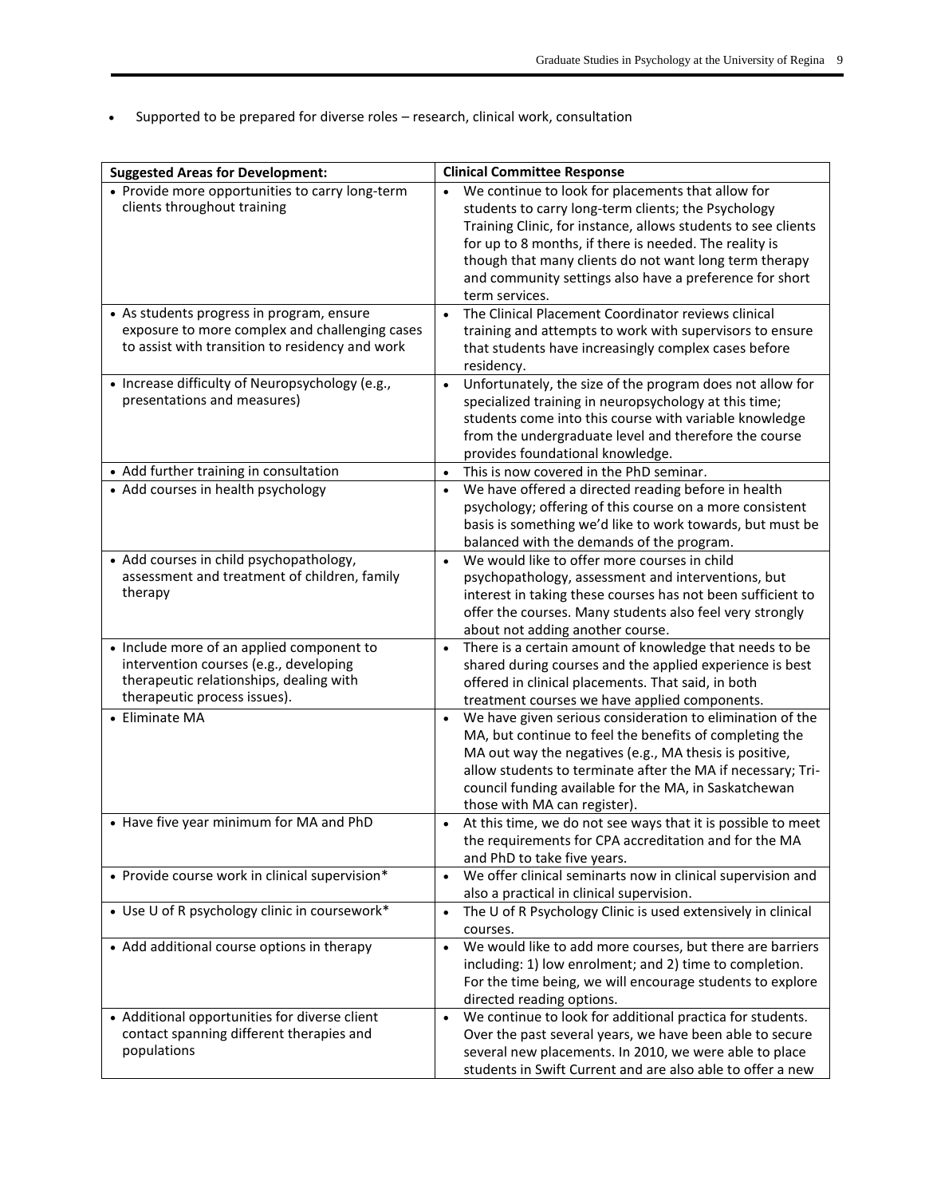- Supported to be prepared for diverse roles – research, clinical work, consultation

| Suggested Areas for Development: | Clinical Committee Response |
| --- | --- |
| • Provide more opportunities to carry long-term clients throughout training | • We continue to look for placements that allow for students to carry long-term clients; the Psychology Training Clinic, for instance, allows students to see clients for up to 8 months, if there is needed. The reality is though that many clients do not want long term therapy and community settings also have a preference for short term services. |
| • As students progress in program, ensure exposure to more complex and challenging cases to assist with transition to residency and work | • The Clinical Placement Coordinator reviews clinical training and attempts to work with supervisors to ensure that students have increasingly complex cases before residency. |
| • Increase difficulty of Neuropsychology (e.g., presentations and measures) | • Unfortunately, the size of the program does not allow for specialized training in neuropsychology at this time; students come into this course with variable knowledge from the undergraduate level and therefore the course provides foundational knowledge. |
| • Add further training in consultation | • This is now covered in the PhD seminar. |
| • Add courses in health psychology | • We have offered a directed reading before in health psychology; offering of this course on a more consistent basis is something we'd like to work towards, but must be balanced with the demands of the program. |
| • Add courses in child psychopathology, assessment and treatment of children, family therapy | • We would like to offer more courses in child psychopathology, assessment and interventions, but interest in taking these courses has not been sufficient to offer the courses. Many students also feel very strongly about not adding another course. |
| • Include more of an applied component to intervention courses (e.g., developing therapeutic relationships, dealing with therapeutic process issues). | • There is a certain amount of knowledge that needs to be shared during courses and the applied experience is best offered in clinical placements. That said, in both treatment courses we have applied components. |
| • Eliminate MA | • We have given serious consideration to elimination of the MA, but continue to feel the benefits of completing the MA out way the negatives (e.g., MA thesis is positive, allow students to terminate after the MA if necessary; Tri-council funding available for the MA, in Saskatchewan those with MA can register). |
| • Have five year minimum for MA and PhD | • At this time, we do not see ways that it is possible to meet the requirements for CPA accreditation and for the MA and PhD to take five years. |
| • Provide course work in clinical supervision* | • We offer clinical seminarts now in clinical supervision and also a practical in clinical supervision. |
| • Use U of R psychology clinic in coursework* | • The U of R Psychology Clinic is used extensively in clinical courses. |
| • Add additional course options in therapy | • We would like to add more courses, but there are barriers including: 1) low enrolment; and 2) time to completion. For the time being, we will encourage students to explore directed reading options. |
| • Additional opportunities for diverse client contact spanning different therapies and populations | • We continue to look for additional practica for students. Over the past several years, we have been able to secure several new placements. In 2010, we were able to place students in Swift Current and are also able to offer a new |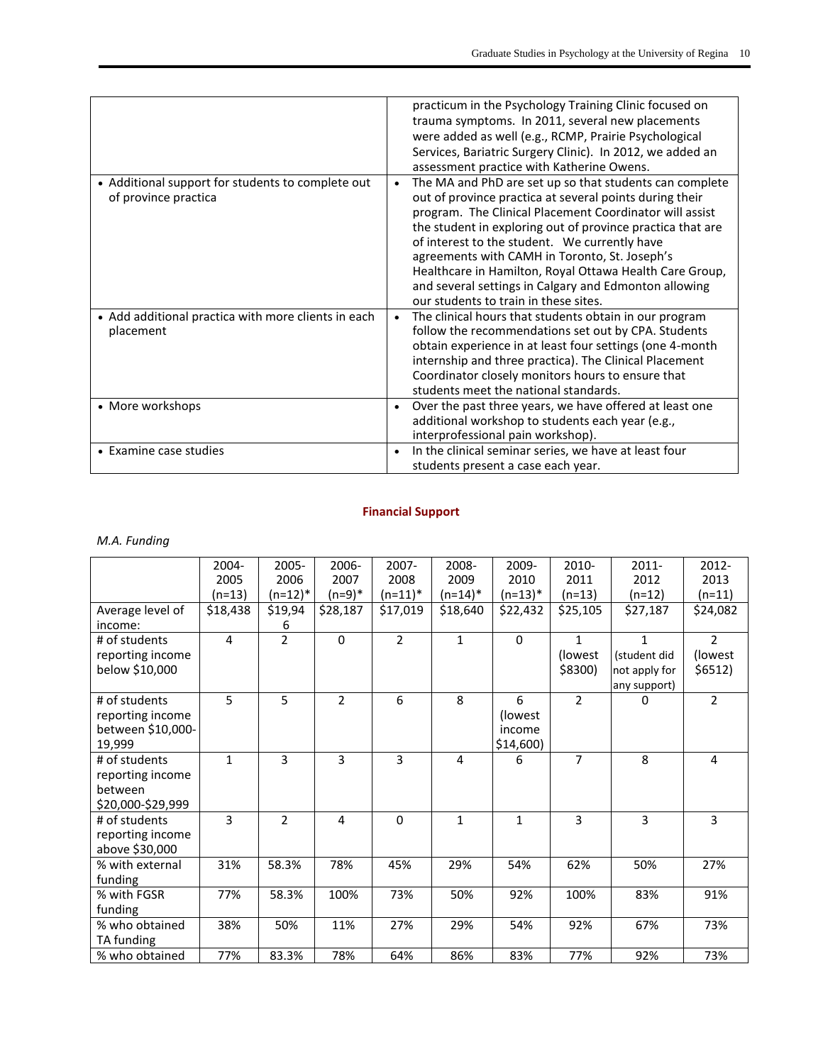| | |
|---|---|
| | practicum in the Psychology Training Clinic focused on trauma symptoms. In 2011, several new placements were added as well (e.g., RCMP, Prairie Psychological Services, Bariatric Surgery Clinic). In 2012, we added an assessment practice with Katherine Owens. |
| • Additional support for students to complete out of province practica | • The MA and PhD are set up so that students can complete out of province practica at several points during their program. The Clinical Placement Coordinator will assist the student in exploring out of province practica that are of interest to the student. We currently have agreements with CAMH in Toronto, St. Joseph's Healthcare in Hamilton, Royal Ottawa Health Care Group, and several settings in Calgary and Edmonton allowing our students to train in these sites. |
| • Add additional practica with more clients in each placement | • The clinical hours that students obtain in our program follow the recommendations set out by CPA. Students obtain experience in at least four settings (one 4-month internship and three practica). The Clinical Placement Coordinator closely monitors hours to ensure that students meet the national standards. |
| • More workshops | • Over the past three years, we have offered at least one additional workshop to students each year (e.g., interprofessional pain workshop). |
| • Examine case studies | • In the clinical seminar series, we have at least four students present a case each year. |

## Financial Support

*M.A. Funding*

| | 2004-2005 (n=13) | 2005-2006 (n=12)* | 2006-2007 (n=9)* | 2007-2008 (n=11)* | 2008-2009 (n=14)* | 2009-2010 (n=13)* | 2010-2011 (n=13) | 2011-2012 (n=12) | 2012-2013 (n=11) |
|---|---|---|---|---|---|---|---|---|---|
| Average level of income: | $18,438 | $19,946 | $28,187 | $17,019 | $18,640 | $22,432 | $25,105 | $27,187 | $24,082 |
| # of students reporting income below $10,000 | 4 | 2 | 0 | 2 | 1 | 0 | 1 (lowest $8300) | 1 (student did not apply for any support) | 2 (lowest $6512) |
| # of students reporting income between $10,000-19,999 | 5 | 5 | 2 | 6 | 8 | 6 (lowest income $14,600) | 2 | 0 | 2 |
| # of students reporting income between $20,000-$29,999 | 1 | 3 | 3 | 3 | 4 | 6 | 7 | 8 | 4 |
| # of students reporting income above $30,000 | 3 | 2 | 4 | 0 | 1 | 1 | 3 | 3 | 3 |
| % with external funding | 31% | 58.3% | 78% | 45% | 29% | 54% | 62% | 50% | 27% |
| % with FGSR funding | 77% | 58.3% | 100% | 73% | 50% | 92% | 100% | 83% | 91% |
| % who obtained TA funding | 38% | 50% | 11% | 27% | 29% | 54% | 92% | 67% | 73% |
| % who obtained | 77% | 83.3% | 78% | 64% | 86% | 83% | 77% | 92% | 73% |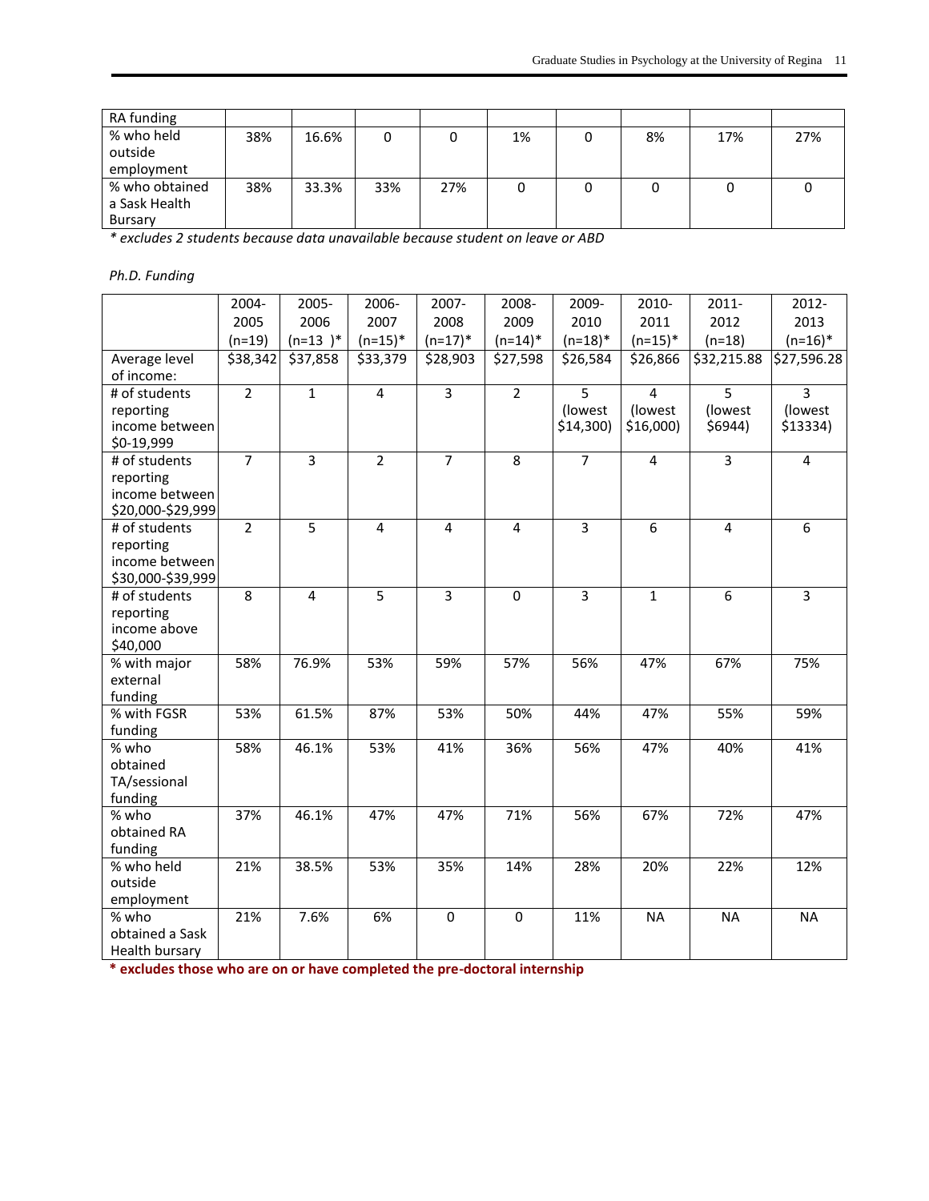| RA funding | | | | | | | | | |
|---|---|---|---|---|---|---|---|---|---|
| % who held outside employment | 38% | 16.6% | 0 | 0 | 1% | 0 | 8% | 17% | 27% |
| % who obtained a Sask Health Bursary | 38% | 33.3% | 33% | 27% | 0 | 0 | 0 | 0 | 0 |

*\* excludes 2 students because data unavailable because student on leave or ABD*

*Ph.D. Funding*

| | 2004-2005 (n=19) | 2005-2006 (n=13 )* | 2006-2007 (n=15)* | 2007-2008 (n=17)* | 2008-2009 (n=14)* | 2009-2010 (n=18)* | 2010-2011 (n=15)* | 2011-2012 (n=18) | 2012-2013 (n=16)* |
|---|---|---|---|---|---|---|---|---|---|
| Average level of income: | $38,342 | $37,858 | $33,379 | $28,903 | $27,598 | $26,584 | $26,866 | $32,215.88 | $27,596.28 |
| # of students reporting income between $0-19,999 | 2 | 1 | 4 | 3 | 2 | 5 (lowest $14,300) | 4 (lowest $16,000) | 5 (lowest $6944) | 3 (lowest $13334) |
| # of students reporting income between $20,000-$29,999 | 7 | 3 | 2 | 7 | 8 | 7 | 4 | 3 | 4 |
| # of students reporting income between $30,000-$39,999 | 2 | 5 | 4 | 4 | 4 | 3 | 6 | 4 | 6 |
| # of students reporting income above $40,000 | 8 | 4 | 5 | 3 | 0 | 3 | 1 | 6 | 3 |
| % with major external funding | 58% | 76.9% | 53% | 59% | 57% | 56% | 47% | 67% | 75% |
| % with FGSR funding | 53% | 61.5% | 87% | 53% | 50% | 44% | 47% | 55% | 59% |
| % who obtained TA/sessional funding | 58% | 46.1% | 53% | 41% | 36% | 56% | 47% | 40% | 41% |
| % who obtained RA funding | 37% | 46.1% | 47% | 47% | 71% | 56% | 67% | 72% | 47% |
| % who held outside employment | 21% | 38.5% | 53% | 35% | 14% | 28% | 20% | 22% | 12% |
| % who obtained a Sask Health bursary | 21% | 7.6% | 6% | 0 | 0 | 11% | NA | NA | NA |

**\* excludes those who are on or have completed the pre-doctoral internship**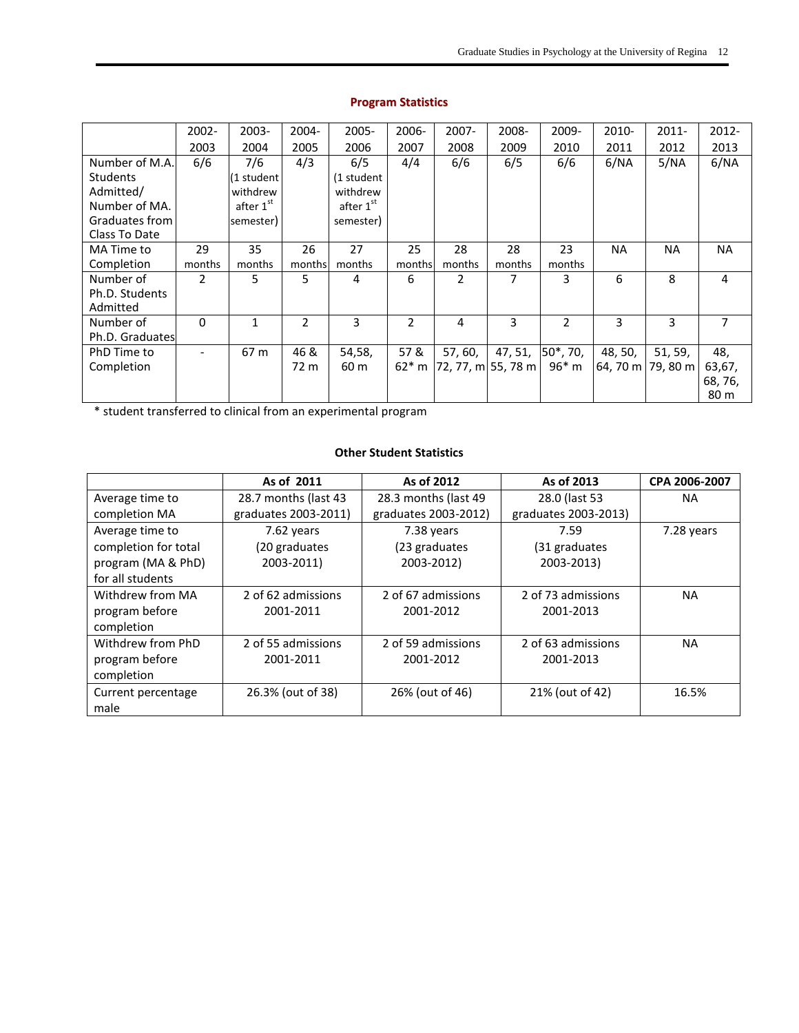## Program Statistics

| | 2002-2003 | 2003-2004 | 2004-2005 | 2005-2006 | 2006-2007 | 2007-2008 | 2008-2009 | 2009-2010 | 2010-2011 | 2011-2012 | 2012-2013 |
|---|---|---|---|---|---|---|---|---|---|---|---|
| Number of M.A. Students Admitted/ Number of MA. Graduates from Class To Date | 6/6 | 7/6 (1 student withdrew after 1st semester) | 4/3 | 6/5 (1 student withdrew after 1st semester) | 4/4 | 6/6 | 6/5 | 6/6 | 6/NA | 5/NA | 6/NA |
| MA Time to Completion | 29 months | 35 months | 26 months | 27 months | 25 months | 28 months | 28 months | 23 months | NA | NA | NA |
| Number of Ph.D. Students Admitted | 2 | 5 | 5 | 4 | 6 | 2 | 7 | 3 | 6 | 8 | 4 |
| Number of Ph.D. Graduates | 0 | 1 | 2 | 3 | 2 | 4 | 3 | 2 | 3 | 3 | 7 |
| PhD Time to Completion | - | 67 m | 46 & 72 m | 54,58, 60 m | 57 & 62* m | 57, 60, 72, 77, m | 47, 51, 55, 78 m | 50*, 70, 96* m | 48, 50, 64, 70 m | 51, 59, 79, 80 m | 48, 63,67, 68, 76, 80 m |

* student transferred to clinical from an experimental program

## Other Student Statistics

| | As of 2011 | As of 2012 | As of 2013 | CPA 2006-2007 |
|---|---|---|---|---|
| Average time to completion MA | 28.7 months (last 43 graduates 2003-2011) | 28.3 months (last 49 graduates 2003-2012) | 28.0 (last 53 graduates 2003-2013) | NA |
| Average time to completion for total program (MA & PhD) for all students | 7.62 years (20 graduates 2003-2011) | 7.38 years (23 graduates 2003-2012) | 7.59 (31 graduates 2003-2013) | 7.28 years |
| Withdrew from MA program before completion | 2 of 62 admissions 2001-2011 | 2 of 67 admissions 2001-2012 | 2 of 73 admissions 2001-2013 | NA |
| Withdrew from PhD program before completion | 2 of 55 admissions 2001-2011 | 2 of 59 admissions 2001-2012 | 2 of 63 admissions 2001-2013 | NA |
| Current percentage male | 26.3% (out of 38) | 26% (out of 46) | 21% (out of 42) | 16.5% |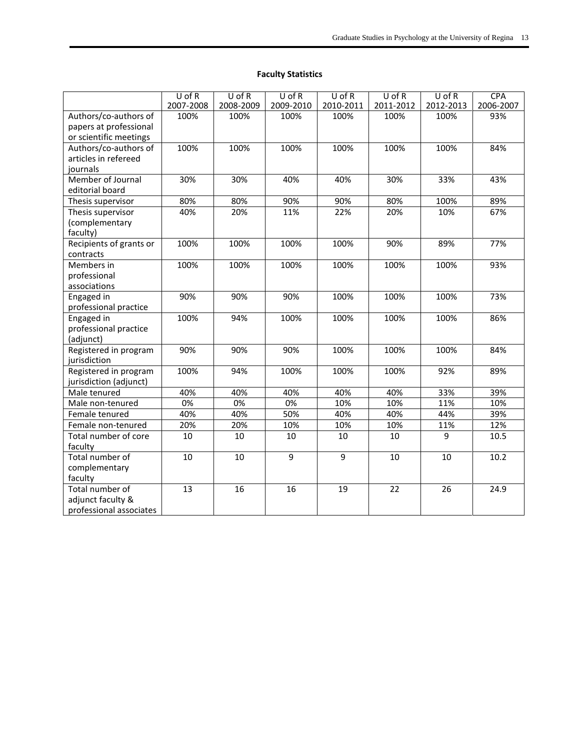**Faculty Statistics**

| | U of R 2007-2008 | U of R 2008-2009 | U of R 2009-2010 | U of R 2010-2011 | U of R 2011-2012 | U of R 2012-2013 | CPA 2006-2007 |
|---|---|---|---|---|---|---|---|
| Authors/co-authors of papers at professional or scientific meetings | 100% | 100% | 100% | 100% | 100% | 100% | 93% |
| Authors/co-authors of articles in refereed journals | 100% | 100% | 100% | 100% | 100% | 100% | 84% |
| Member of Journal editorial board | 30% | 30% | 40% | 40% | 30% | 33% | 43% |
| Thesis supervisor | 80% | 80% | 90% | 90% | 80% | 100% | 89% |
| Thesis supervisor (complementary faculty) | 40% | 20% | 11% | 22% | 20% | 10% | 67% |
| Recipients of grants or contracts | 100% | 100% | 100% | 100% | 90% | 89% | 77% |
| Members in professional associations | 100% | 100% | 100% | 100% | 100% | 100% | 93% |
| Engaged in professional practice | 90% | 90% | 90% | 100% | 100% | 100% | 73% |
| Engaged in professional practice (adjunct) | 100% | 94% | 100% | 100% | 100% | 100% | 86% |
| Registered in program jurisdiction | 90% | 90% | 90% | 100% | 100% | 100% | 84% |
| Registered in program jurisdiction (adjunct) | 100% | 94% | 100% | 100% | 100% | 92% | 89% |
| Male tenured | 40% | 40% | 40% | 40% | 40% | 33% | 39% |
| Male non-tenured | 0% | 0% | 0% | 10% | 10% | 11% | 10% |
| Female tenured | 40% | 40% | 50% | 40% | 40% | 44% | 39% |
| Female non-tenured | 20% | 20% | 10% | 10% | 10% | 11% | 12% |
| Total number of core faculty | 10 | 10 | 10 | 10 | 10 | 9 | 10.5 |
| Total number of complementary faculty | 10 | 10 | 9 | 9 | 10 | 10 | 10.2 |
| Total number of adjunct faculty & professional associates | 13 | 16 | 16 | 19 | 22 | 26 | 24.9 |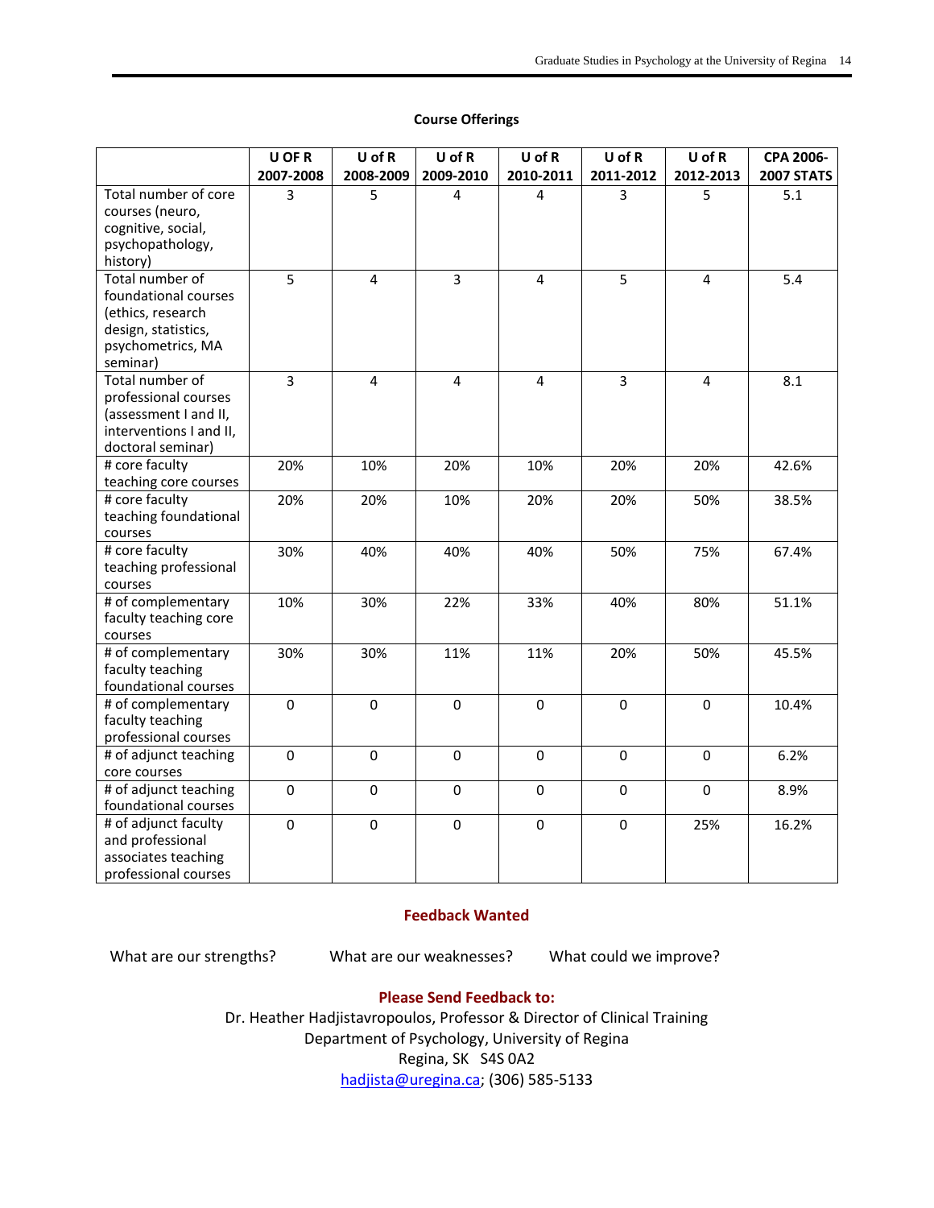**Course Offerings**

| | U OF R 2007-2008 | U of R 2008-2009 | U of R 2009-2010 | U of R 2010-2011 | U of R 2011-2012 | U of R 2012-2013 | CPA 2006-2007 STATS |
|---|---|---|---|---|---|---|---|
| Total number of core courses (neuro, cognitive, social, psychopathology, history) | 3 | 5 | 4 | 4 | 3 | 5 | 5.1 |
| Total number of foundational courses (ethics, research design, statistics, psychometrics, MA seminar) | 5 | 4 | 3 | 4 | 5 | 4 | 5.4 |
| Total number of professional courses (assessment I and II, interventions I and II, doctoral seminar) | 3 | 4 | 4 | 4 | 3 | 4 | 8.1 |
| # core faculty teaching core courses | 20% | 10% | 20% | 10% | 20% | 20% | 42.6% |
| # core faculty teaching foundational courses | 20% | 20% | 10% | 20% | 20% | 50% | 38.5% |
| # core faculty teaching professional courses | 30% | 40% | 40% | 40% | 50% | 75% | 67.4% |
| # of complementary faculty teaching core courses | 10% | 30% | 22% | 33% | 40% | 80% | 51.1% |
| # of complementary faculty teaching foundational courses | 30% | 30% | 11% | 11% | 20% | 50% | 45.5% |
| # of complementary faculty teaching professional courses | 0 | 0 | 0 | 0 | 0 | 0 | 10.4% |
| # of adjunct teaching core courses | 0 | 0 | 0 | 0 | 0 | 0 | 6.2% |
| # of adjunct teaching foundational courses | 0 | 0 | 0 | 0 | 0 | 0 | 8.9% |
| # of adjunct faculty and professional associates teaching professional courses | 0 | 0 | 0 | 0 | 0 | 25% | 16.2% |

**Feedback Wanted**

What are our strengths? What are our weaknesses? What could we improve?

**Please Send Feedback to:**

Dr. Heather Hadjistavropoulos, Professor & Director of Clinical Training
Department of Psychology, University of Regina
Regina, SK S4S 0A2
hadjista@uregina.ca; (306) 585-5133